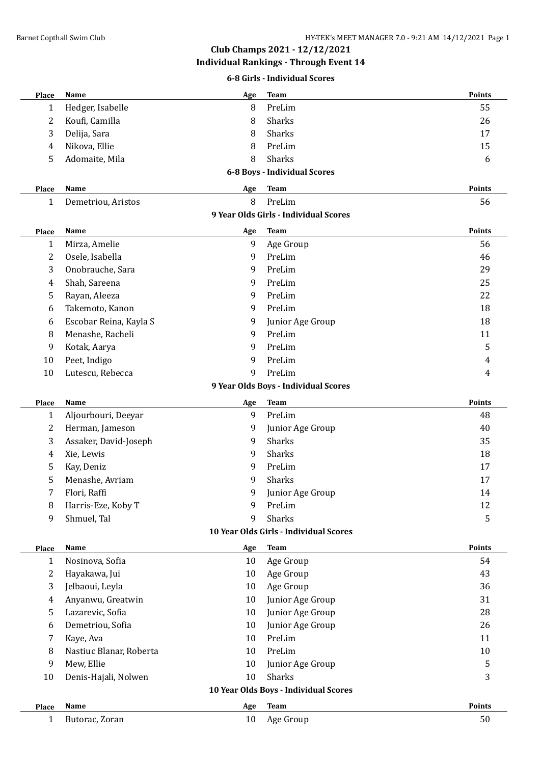# Club Champs 2021 - 12/12/2021

## Individual Rankings - Through Event 14

### 6-8 Girls - Individual Scores

| Place | Name | Age | Team | Points |
|---|---|---|---|---|
| 1 | Hedger, Isabelle | 8 | PreLim | 55 |
| 2 | Koufi, Camilla | 8 | Sharks | 26 |
| 3 | Delija, Sara | 8 | Sharks | 17 |
| 4 | Nikova, Ellie | 8 | PreLim | 15 |
| 5 | Adomaite, Mila | 8 | Sharks | 6 |

### 6-8 Boys - Individual Scores

| Place | Name | Age | Team | Points |
|---|---|---|---|---|
| 1 | Demetriou, Aristos | 8 | PreLim | 56 |

### 9 Year Olds Girls - Individual Scores

| Place | Name | Age | Team | Points |
|---|---|---|---|---|
| 1 | Mirza, Amelie | 9 | Age Group | 56 |
| 2 | Osele, Isabella | 9 | PreLim | 46 |
| 3 | Onobrauche, Sara | 9 | PreLim | 29 |
| 4 | Shah, Sareena | 9 | PreLim | 25 |
| 5 | Rayan, Aleeza | 9 | PreLim | 22 |
| 6 | Takemoto, Kanon | 9 | PreLim | 18 |
| 6 | Escobar Reina, Kayla S | 9 | Junior Age Group | 18 |
| 8 | Menashe, Racheli | 9 | PreLim | 11 |
| 9 | Kotak, Aarya | 9 | PreLim | 5 |
| 10 | Peet, Indigo | 9 | PreLim | 4 |
| 10 | Lutescu, Rebecca | 9 | PreLim | 4 |

### 9 Year Olds Boys - Individual Scores

| Place | Name | Age | Team | Points |
|---|---|---|---|---|
| 1 | Aljourbouri, Deeyar | 9 | PreLim | 48 |
| 2 | Herman, Jameson | 9 | Junior Age Group | 40 |
| 3 | Assaker, David-Joseph | 9 | Sharks | 35 |
| 4 | Xie, Lewis | 9 | Sharks | 18 |
| 5 | Kay, Deniz | 9 | PreLim | 17 |
| 5 | Menashe, Avriam | 9 | Sharks | 17 |
| 7 | Flori, Raffi | 9 | Junior Age Group | 14 |
| 8 | Harris-Eze, Koby T | 9 | PreLim | 12 |
| 9 | Shmuel, Tal | 9 | Sharks | 5 |

### 10 Year Olds Girls - Individual Scores

| Place | Name | Age | Team | Points |
|---|---|---|---|---|
| 1 | Nosinova, Sofia | 10 | Age Group | 54 |
| 2 | Hayakawa, Jui | 10 | Age Group | 43 |
| 3 | Jelbaoui, Leyla | 10 | Age Group | 36 |
| 4 | Anyanwu, Greatwin | 10 | Junior Age Group | 31 |
| 5 | Lazarevic, Sofia | 10 | Junior Age Group | 28 |
| 6 | Demetriou, Sofia | 10 | Junior Age Group | 26 |
| 7 | Kaye, Ava | 10 | PreLim | 11 |
| 8 | Nastiuc Blanar, Roberta | 10 | PreLim | 10 |
| 9 | Mew, Ellie | 10 | Junior Age Group | 5 |
| 10 | Denis-Hajali, Nolwen | 10 | Sharks | 3 |

### 10 Year Olds Boys - Individual Scores

| Place | Name | Age | Team | Points |
|---|---|---|---|---|
| 1 | Butorac, Zoran | 10 | Age Group | 50 |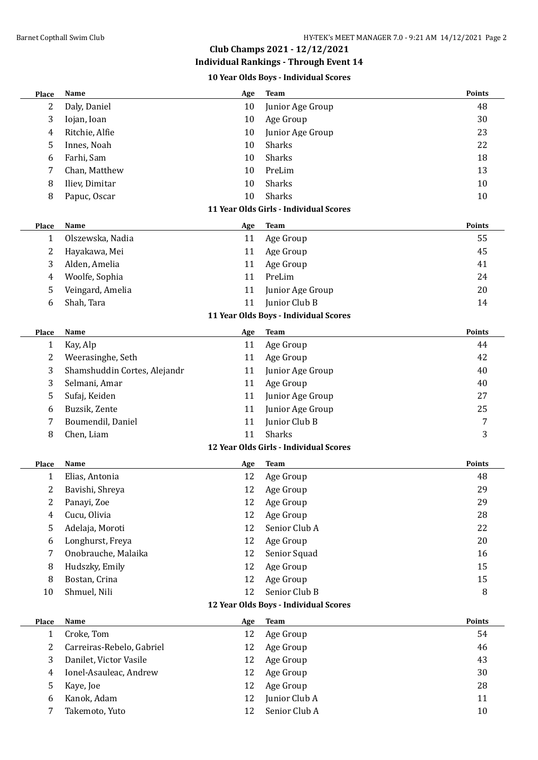## Club Champs 2021 - 12/12/2021

### Individual Rankings - Through Event 14

#### 10 Year Olds Boys - Individual Scores

| Place | Name | Age | Team | Points |
|---|---|---|---|---|
| 2 | Daly, Daniel | 10 | Junior Age Group | 48 |
| 3 | Iojan, Ioan | 10 | Age Group | 30 |
| 4 | Ritchie, Alfie | 10 | Junior Age Group | 23 |
| 5 | Innes, Noah | 10 | Sharks | 22 |
| 6 | Farhi, Sam | 10 | Sharks | 18 |
| 7 | Chan, Matthew | 10 | PreLim | 13 |
| 8 | Iliev, Dimitar | 10 | Sharks | 10 |
| 8 | Papuc, Oscar | 10 | Sharks | 10 |

#### 11 Year Olds Girls - Individual Scores

| Place | Name | Age | Team | Points |
|---|---|---|---|---|
| 1 | Olszewska, Nadia | 11 | Age Group | 55 |
| 2 | Hayakawa, Mei | 11 | Age Group | 45 |
| 3 | Alden, Amelia | 11 | Age Group | 41 |
| 4 | Woolfe, Sophia | 11 | PreLim | 24 |
| 5 | Veingard, Amelia | 11 | Junior Age Group | 20 |
| 6 | Shah, Tara | 11 | Junior Club B | 14 |

#### 11 Year Olds Boys - Individual Scores

| Place | Name | Age | Team | Points |
|---|---|---|---|---|
| 1 | Kay, Alp | 11 | Age Group | 44 |
| 2 | Weerasinghe, Seth | 11 | Age Group | 42 |
| 3 | Shamshuddin Cortes, Alejandr | 11 | Junior Age Group | 40 |
| 3 | Selmani, Amar | 11 | Age Group | 40 |
| 5 | Sufaj, Keiden | 11 | Junior Age Group | 27 |
| 6 | Buzsik, Zente | 11 | Junior Age Group | 25 |
| 7 | Boumendil, Daniel | 11 | Junior Club B | 7 |
| 8 | Chen, Liam | 11 | Sharks | 3 |

#### 12 Year Olds Girls - Individual Scores

| Place | Name | Age | Team | Points |
|---|---|---|---|---|
| 1 | Elias, Antonia | 12 | Age Group | 48 |
| 2 | Bavishi, Shreya | 12 | Age Group | 29 |
| 2 | Panayi, Zoe | 12 | Age Group | 29 |
| 4 | Cucu, Olivia | 12 | Age Group | 28 |
| 5 | Adelaja, Moroti | 12 | Senior Club A | 22 |
| 6 | Longhurst, Freya | 12 | Age Group | 20 |
| 7 | Onobrauche, Malaika | 12 | Senior Squad | 16 |
| 8 | Hudszky, Emily | 12 | Age Group | 15 |
| 8 | Bostan, Crina | 12 | Age Group | 15 |
| 10 | Shmuel, Nili | 12 | Senior Club B | 8 |

#### 12 Year Olds Boys - Individual Scores

| Place | Name | Age | Team | Points |
|---|---|---|---|---|
| 1 | Croke, Tom | 12 | Age Group | 54 |
| 2 | Carreiras-Rebelo, Gabriel | 12 | Age Group | 46 |
| 3 | Danilet, Victor Vasile | 12 | Age Group | 43 |
| 4 | Ionel-Asauleac, Andrew | 12 | Age Group | 30 |
| 5 | Kaye, Joe | 12 | Age Group | 28 |
| 6 | Kanok, Adam | 12 | Junior Club A | 11 |
| 7 | Takemoto, Yuto | 12 | Senior Club A | 10 |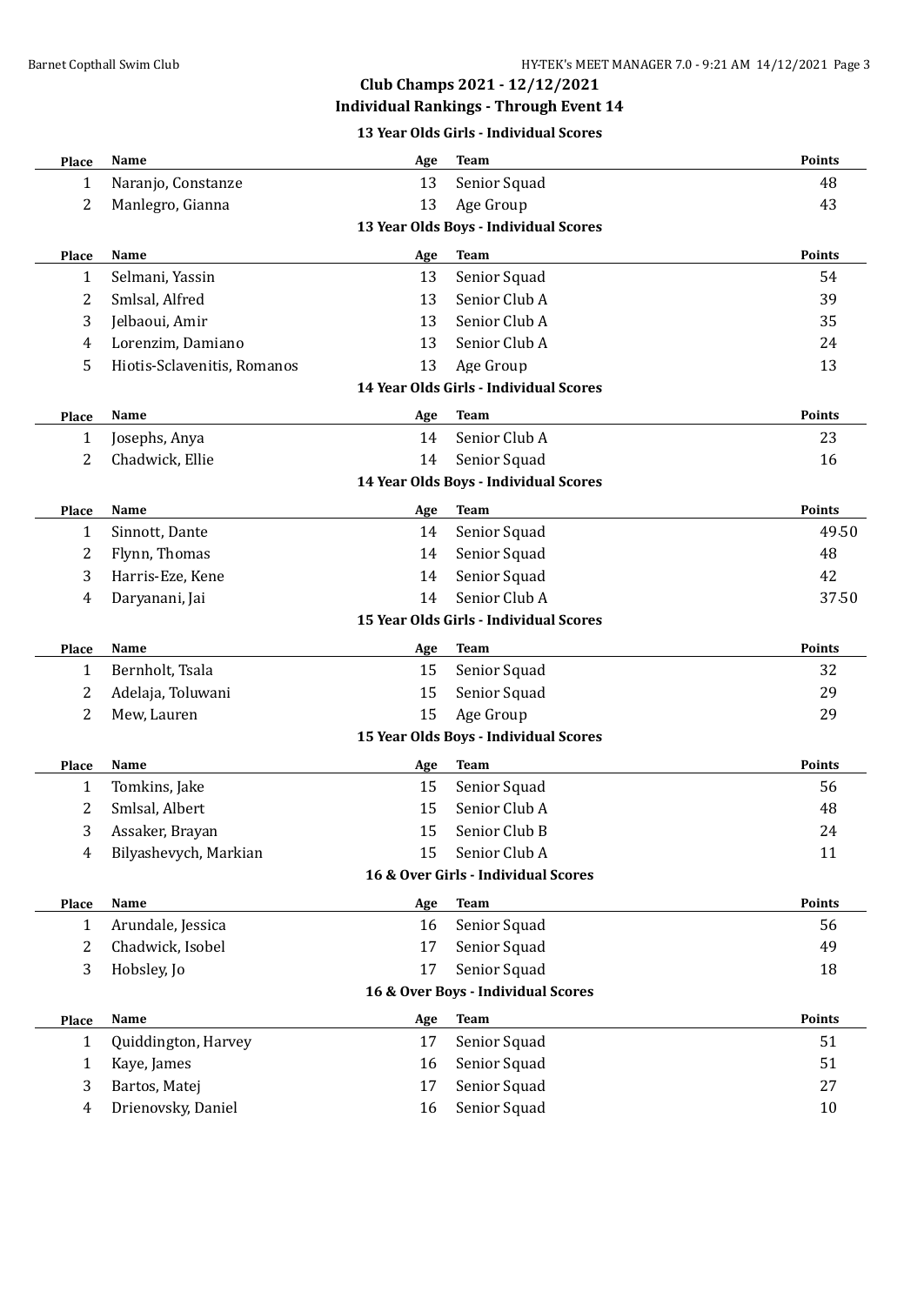## Club Champs 2021 - 12/12/2021

### Individual Rankings - Through Event 14

#### 13 Year Olds Girls - Individual Scores

| Place | Name | Age | Team | Points |
|---|---|---|---|---|
| 1 | Naranjo, Constanze | 13 | Senior Squad | 48 |
| 2 | Manlegro, Gianna | 13 | Age Group | 43 |

#### 13 Year Olds Boys - Individual Scores

| Place | Name | Age | Team | Points |
|---|---|---|---|---|
| 1 | Selmani, Yassin | 13 | Senior Squad | 54 |
| 2 | Smlsal, Alfred | 13 | Senior Club A | 39 |
| 3 | Jelbaoui, Amir | 13 | Senior Club A | 35 |
| 4 | Lorenzim, Damiano | 13 | Senior Club A | 24 |
| 5 | Hiotis-Sclavenitis, Romanos | 13 | Age Group | 13 |

#### 14 Year Olds Girls - Individual Scores

| Place | Name | Age | Team | Points |
|---|---|---|---|---|
| 1 | Josephs, Anya | 14 | Senior Club A | 23 |
| 2 | Chadwick, Ellie | 14 | Senior Squad | 16 |

#### 14 Year Olds Boys - Individual Scores

| Place | Name | Age | Team | Points |
|---|---|---|---|---|
| 1 | Sinnott, Dante | 14 | Senior Squad | 49.50 |
| 2 | Flynn, Thomas | 14 | Senior Squad | 48 |
| 3 | Harris-Eze, Kene | 14 | Senior Squad | 42 |
| 4 | Daryanani, Jai | 14 | Senior Club A | 37.50 |

#### 15 Year Olds Girls - Individual Scores

| Place | Name | Age | Team | Points |
|---|---|---|---|---|
| 1 | Bernholt, Tsala | 15 | Senior Squad | 32 |
| 2 | Adelaja, Toluwani | 15 | Senior Squad | 29 |
| 2 | Mew, Lauren | 15 | Age Group | 29 |

#### 15 Year Olds Boys - Individual Scores

| Place | Name | Age | Team | Points |
|---|---|---|---|---|
| 1 | Tomkins, Jake | 15 | Senior Squad | 56 |
| 2 | Smlsal, Albert | 15 | Senior Club A | 48 |
| 3 | Assaker, Brayan | 15 | Senior Club B | 24 |
| 4 | Bilyashevych, Markian | 15 | Senior Club A | 11 |

#### 16 & Over Girls - Individual Scores

| Place | Name | Age | Team | Points |
|---|---|---|---|---|
| 1 | Arundale, Jessica | 16 | Senior Squad | 56 |
| 2 | Chadwick, Isobel | 17 | Senior Squad | 49 |
| 3 | Hobsley, Jo | 17 | Senior Squad | 18 |

#### 16 & Over Boys - Individual Scores

| Place | Name | Age | Team | Points |
|---|---|---|---|---|
| 1 | Quiddington, Harvey | 17 | Senior Squad | 51 |
| 1 | Kaye, James | 16 | Senior Squad | 51 |
| 3 | Bartos, Matej | 17 | Senior Squad | 27 |
| 4 | Drienovsky, Daniel | 16 | Senior Squad | 10 |